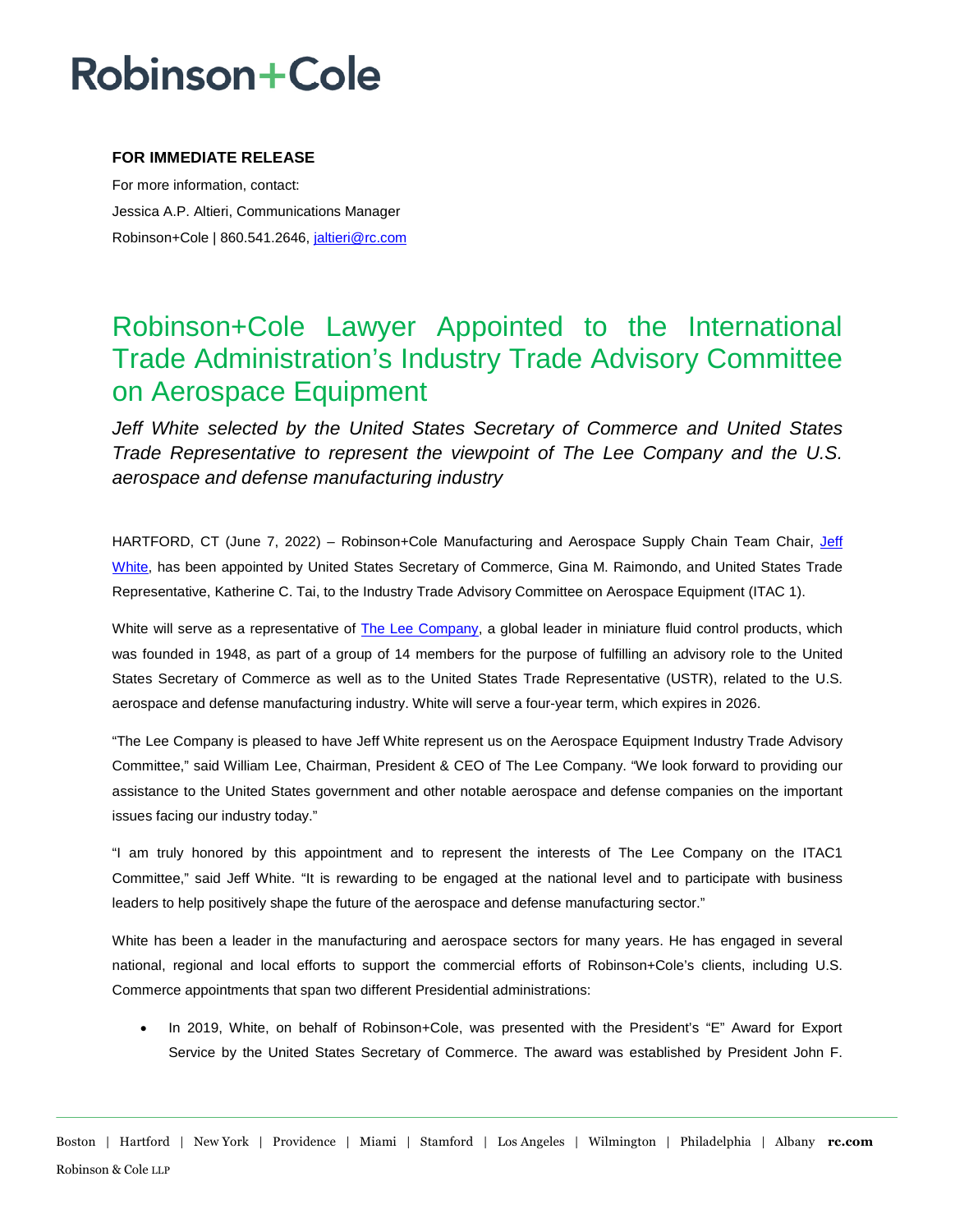# Robinson+Cole

**FOR IMMEDIATE RELEASE**

For more information, contact:
Jessica A.P. Altieri, Communications Manager
Robinson+Cole | 860.541.2646, jaltieri@rc.com

## Robinson+Cole Lawyer Appointed to the International Trade Administration's Industry Trade Advisory Committee on Aerospace Equipment

*Jeff White selected by the United States Secretary of Commerce and United States Trade Representative to represent the viewpoint of The Lee Company and the U.S. aerospace and defense manufacturing industry*

HARTFORD, CT (June 7, 2022) – Robinson+Cole Manufacturing and Aerospace Supply Chain Team Chair, Jeff White, has been appointed by United States Secretary of Commerce, Gina M. Raimondo, and United States Trade Representative, Katherine C. Tai, to the Industry Trade Advisory Committee on Aerospace Equipment (ITAC 1).

White will serve as a representative of The Lee Company, a global leader in miniature fluid control products, which was founded in 1948, as part of a group of 14 members for the purpose of fulfilling an advisory role to the United States Secretary of Commerce as well as to the United States Trade Representative (USTR), related to the U.S. aerospace and defense manufacturing industry. White will serve a four-year term, which expires in 2026.

"The Lee Company is pleased to have Jeff White represent us on the Aerospace Equipment Industry Trade Advisory Committee," said William Lee, Chairman, President & CEO of The Lee Company. "We look forward to providing our assistance to the United States government and other notable aerospace and defense companies on the important issues facing our industry today."

"I am truly honored by this appointment and to represent the interests of The Lee Company on the ITAC1 Committee," said Jeff White. "It is rewarding to be engaged at the national level and to participate with business leaders to help positively shape the future of the aerospace and defense manufacturing sector."

White has been a leader in the manufacturing and aerospace sectors for many years. He has engaged in several national, regional and local efforts to support the commercial efforts of Robinson+Cole's clients, including U.S. Commerce appointments that span two different Presidential administrations:

- In 2019, White, on behalf of Robinson+Cole, was presented with the President's "E" Award for Export Service by the United States Secretary of Commerce. The award was established by President John F.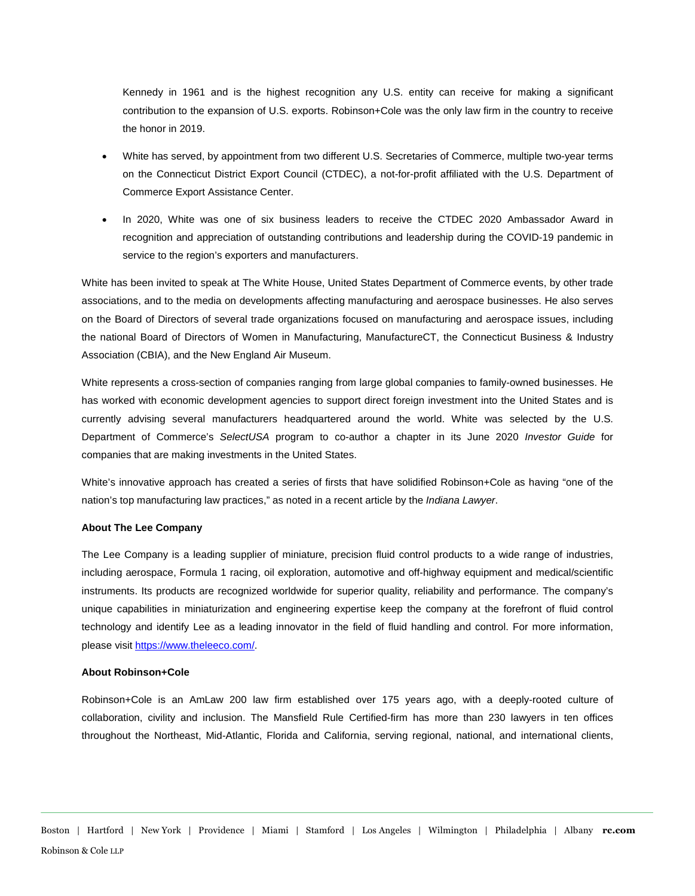Kennedy in 1961 and is the highest recognition any U.S. entity can receive for making a significant contribution to the expansion of U.S. exports. Robinson+Cole was the only law firm in the country to receive the honor in 2019.

- White has served, by appointment from two different U.S. Secretaries of Commerce, multiple two-year terms on the Connecticut District Export Council (CTDEC), a not-for-profit affiliated with the U.S. Department of Commerce Export Assistance Center.
- In 2020, White was one of six business leaders to receive the CTDEC 2020 Ambassador Award in recognition and appreciation of outstanding contributions and leadership during the COVID-19 pandemic in service to the region's exporters and manufacturers.

White has been invited to speak at The White House, United States Department of Commerce events, by other trade associations, and to the media on developments affecting manufacturing and aerospace businesses. He also serves on the Board of Directors of several trade organizations focused on manufacturing and aerospace issues, including the national Board of Directors of Women in Manufacturing, ManufactureCT, the Connecticut Business & Industry Association (CBIA), and the New England Air Museum.

White represents a cross-section of companies ranging from large global companies to family-owned businesses. He has worked with economic development agencies to support direct foreign investment into the United States and is currently advising several manufacturers headquartered around the world. White was selected by the U.S. Department of Commerce's *SelectUSA* program to co-author a chapter in its June 2020 *Investor Guide* for companies that are making investments in the United States.

White's innovative approach has created a series of firsts that have solidified Robinson+Cole as having "one of the nation's top manufacturing law practices," as noted in a recent article by the *Indiana Lawyer*.

**About The Lee Company**

The Lee Company is a leading supplier of miniature, precision fluid control products to a wide range of industries, including aerospace, Formula 1 racing, oil exploration, automotive and off-highway equipment and medical/scientific instruments. Its products are recognized worldwide for superior quality, reliability and performance. The company's unique capabilities in miniaturization and engineering expertise keep the company at the forefront of fluid control technology and identify Lee as a leading innovator in the field of fluid handling and control. For more information, please visit [https://www.theleeco.com/](https://www.theleeco.com/).

**About Robinson+Cole**

Robinson+Cole is an AmLaw 200 law firm established over 175 years ago, with a deeply-rooted culture of collaboration, civility and inclusion. The Mansfield Rule Certified-firm has more than 230 lawyers in ten offices throughout the Northeast, Mid-Atlantic, Florida and California, serving regional, national, and international clients,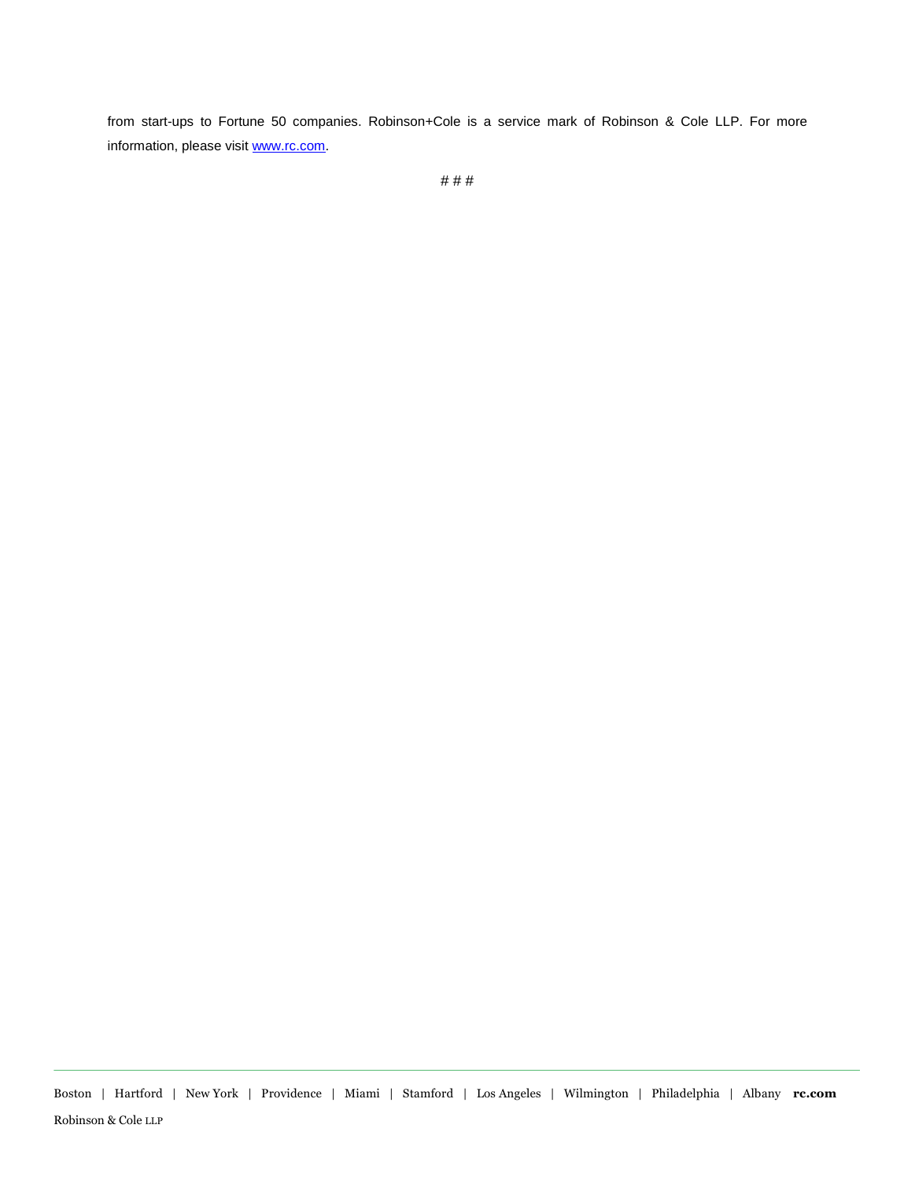from start-ups to Fortune 50 companies. Robinson+Cole is a service mark of Robinson & Cole LLP. For more information, please visit www.rc.com.

# # #